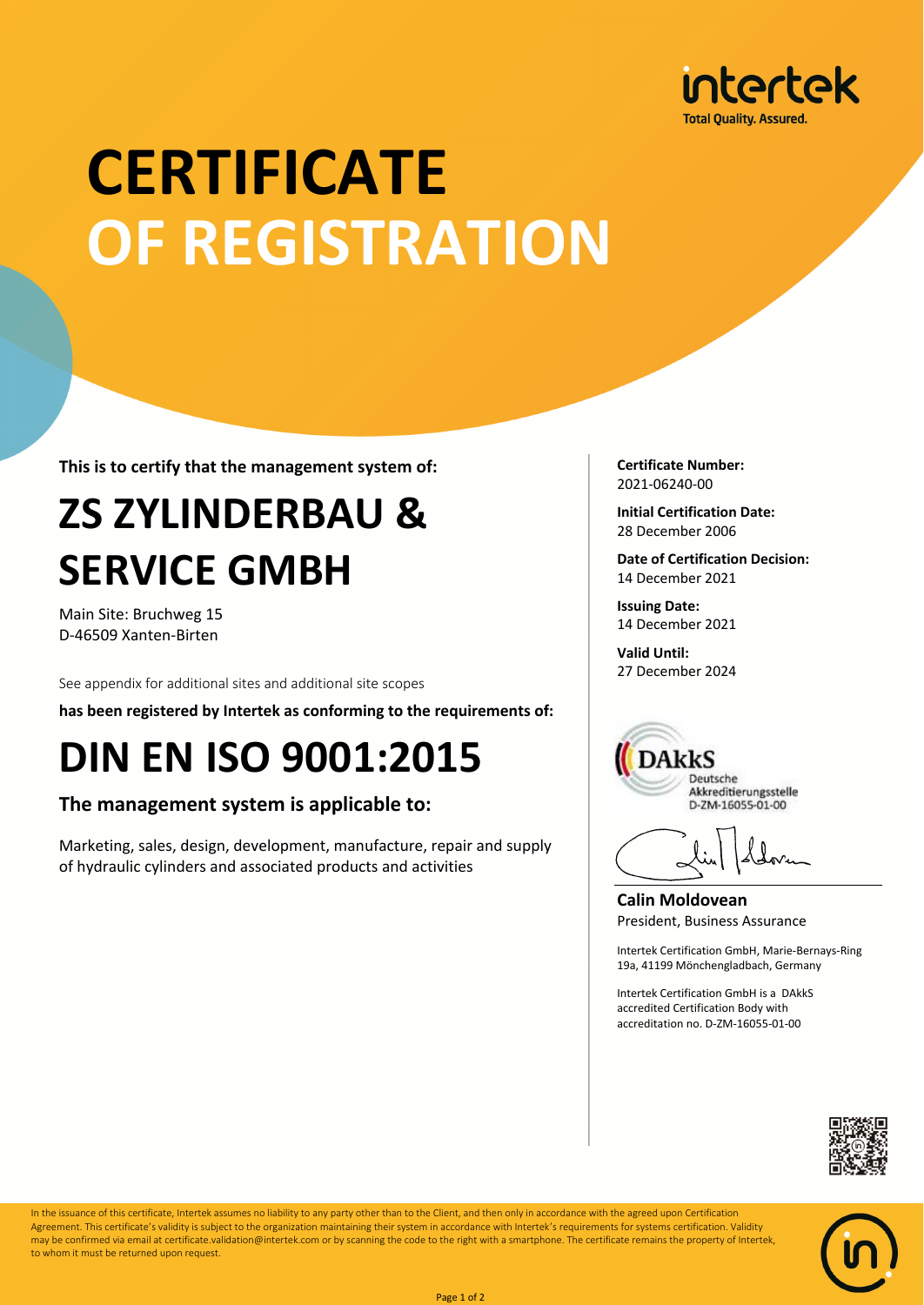intertek
Total Quality. Assured.

# CERTIFICATE OF REGISTRATION

**This is to certify that the management system of:**

## ZS ZYLINDERBAU & SERVICE GMBH

Main Site: Bruchweg 15
D-46509 Xanten-Birten

See appendix for additional sites and additional site scopes

**has been registered by Intertek as conforming to the requirements of:**

# DIN EN ISO 9001:2015

### The management system is applicable to:

Marketing, sales, design, development, manufacture, repair and supply of hydraulic cylinders and associated products and activities

**Certificate Number:**
2021-06240-00

**Initial Certification Date:**
28 December 2006

**Date of Certification Decision:**
14 December 2021

**Issuing Date:**
14 December 2021

**Valid Until:**
27 December 2024

DAkkS Deutsche Akkreditierungsstelle D-ZM-16055-01-00

**Calin Moldovean**
President, Business Assurance

Intertek Certification GmbH, Marie-Bernays-Ring 19a, 41199 Mönchengladbach, Germany

Intertek Certification GmbH is a DAkkS accredited Certification Body with accreditation no. D-ZM-16055-01-00

In the issuance of this certificate, Intertek assumes no liability to any party other than to the Client, and then only in accordance with the agreed upon Certification Agreement. This certificate's validity is subject to the organization maintaining their system in accordance with Intertek's requirements for systems certification. Validity may be confirmed via email at certificate.validation@intertek.com or by scanning the code to the right with a smartphone. The certificate remains the property of Intertek, to whom it must be returned upon request.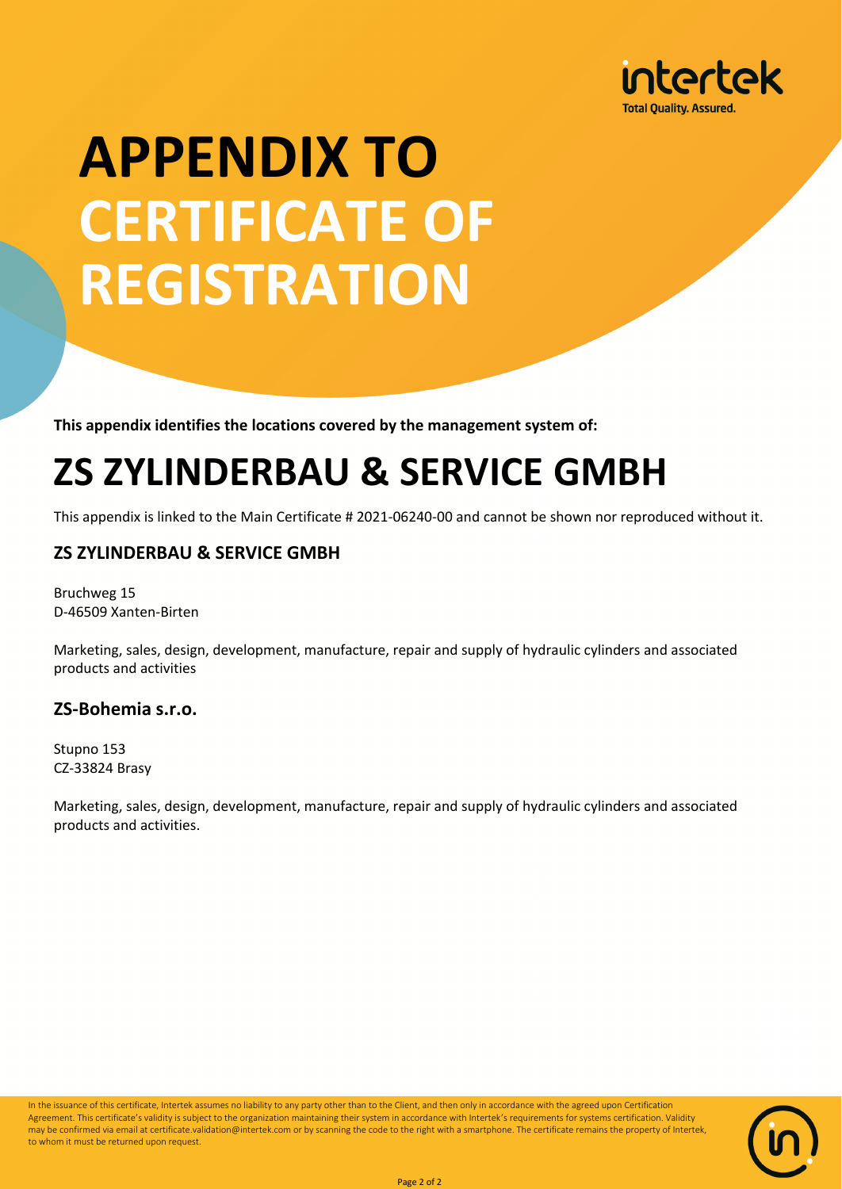intertek
Total Quality. Assured.

# APPENDIX TO CERTIFICATE OF REGISTRATION

**This appendix identifies the locations covered by the management system of:**

# ZS ZYLINDERBAU & SERVICE GMBH

This appendix is linked to the Main Certificate # 2021-06240-00 and cannot be shown nor reproduced without it.

### ZS ZYLINDERBAU & SERVICE GMBH

Bruchweg 15
D-46509 Xanten-Birten

Marketing, sales, design, development, manufacture, repair and supply of hydraulic cylinders and associated products and activities

### ZS-Bohemia s.r.o.

Stupno 153
CZ-33824 Brasy

Marketing, sales, design, development, manufacture, repair and supply of hydraulic cylinders and associated products and activities.

In the issuance of this certificate, Intertek assumes no liability to any party other than to the Client, and then only in accordance with the agreed upon Certification Agreement. This certificate's validity is subject to the organization maintaining their system in accordance with Intertek's requirements for systems certification. Validity may be confirmed via email at certificate.validation@intertek.com or by scanning the code to the right with a smartphone. The certificate remains the property of Intertek, to whom it must be returned upon request.